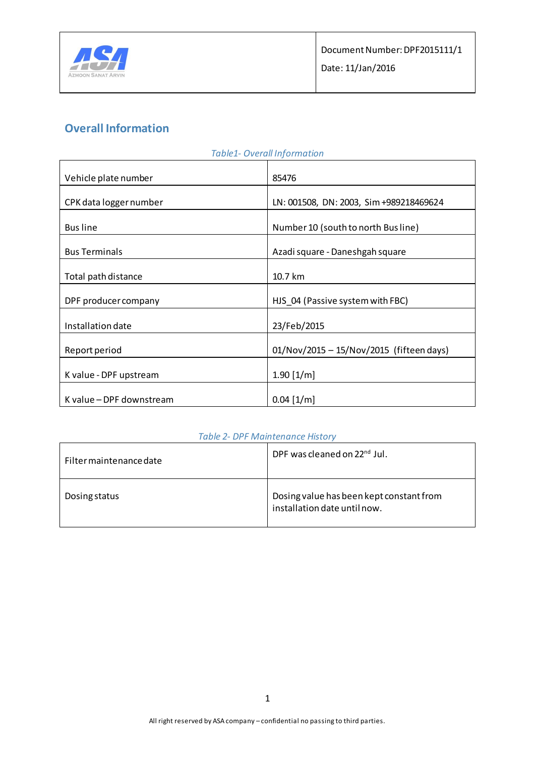| | Document Number: DPF2015111/1 |
|---|---|
| ASA Azmoon Sanat Arvin | Date: 11/Jan/2016 |

## Overall Information

*Table1- Overall Information*

| Vehicle plate number | 85476 |
|---|---|
| CPK data logger number | LN: 001508, DN: 2003, Sim +989218469624 |
| Bus line | Number 10 (south to north Bus line) |
| Bus Terminals | Azadi square - Daneshgah square |
| Total path distance | 10.7 km |
| DPF producer company | HJS_04 (Passive system with FBC) |
| Installation date | 23/Feb/2015 |
| Report period | 01/Nov/2015 – 15/Nov/2015 (fifteen days) |
| K value - DPF upstream | 1.90 [1/m] |
| K value – DPF downstream | 0.04 [1/m] |

*Table 2- DPF Maintenance History*

| Filter maintenance date | DPF was cleaned on 22nd Jul. |
|---|---|
| Dosing status | Dosing value has been kept constant from installation date until now. |

All right reserved by ASA company – confidential no passing to third parties.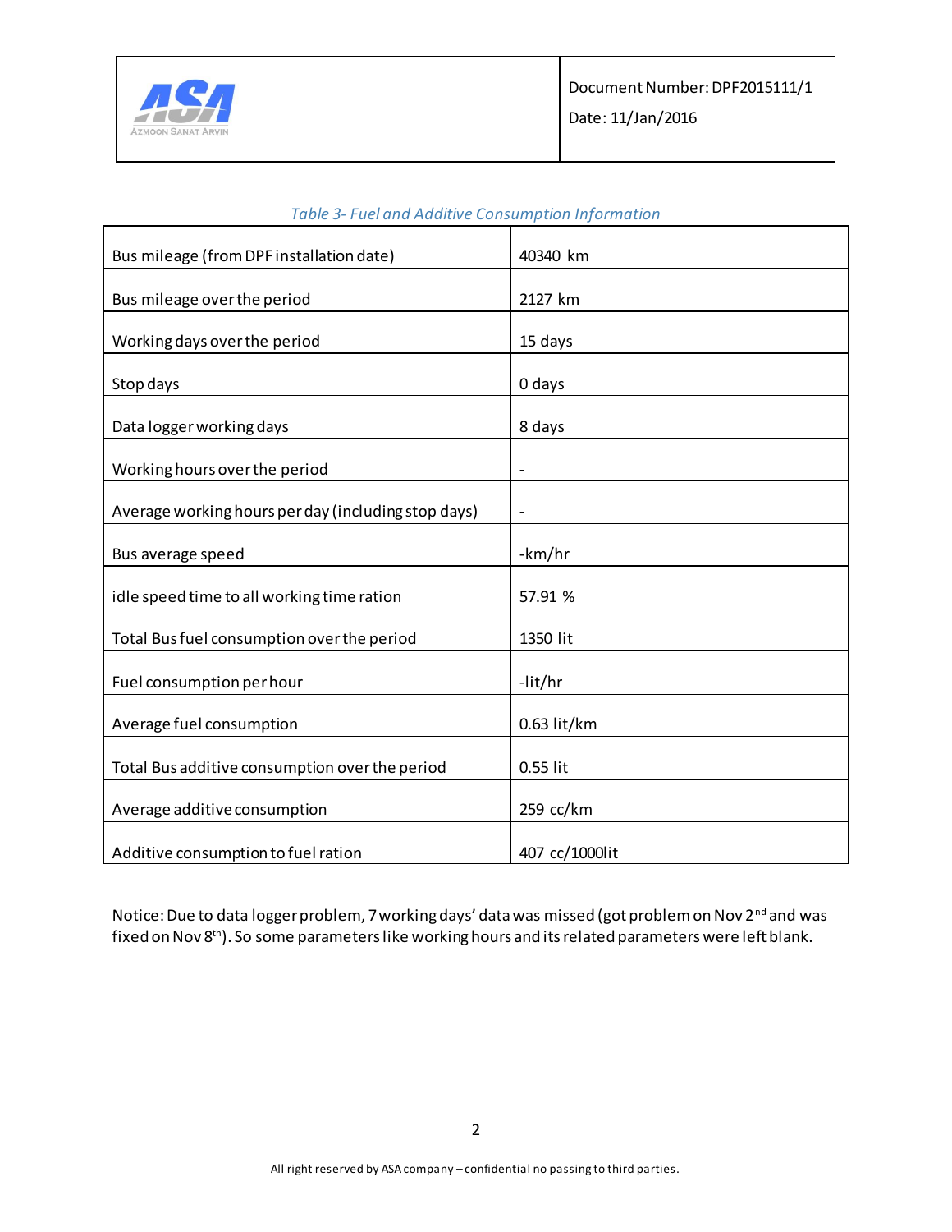*Table 3- Fuel and Additive Consumption Information*

| | |
|---|---|
| Bus mileage (from DPF installation date) | 40340 km |
| Bus mileage over the period | 2127 km |
| Working days over the period | 15 days |
| Stop days | 0 days |
| Data logger working days | 8 days |
| Working hours over the period | - |
| Average working hours per day (including stop days) | - |
| Bus average speed | -km/hr |
| idle speed time to all working time ration | 57.91 % |
| Total Bus fuel consumption over the period | 1350 lit |
| Fuel consumption per hour | -lit/hr |
| Average fuel consumption | 0.63 lit/km |
| Total Bus additive consumption over the period | 0.55 lit |
| Average additive consumption | 259 cc/km |
| Additive consumption to fuel ration | 407 cc/1000lit |

Notice: Due to data logger problem, 7 working days' data was missed (got problem on Nov 2nd and was fixed on Nov 8th). So some parameters like working hours and its related parameters were left blank.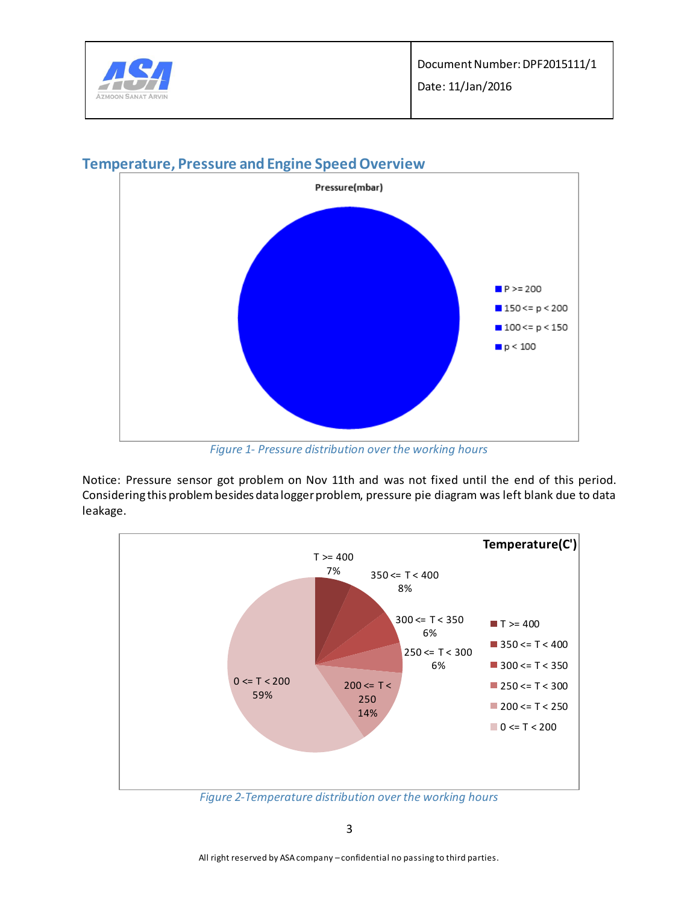## Temperature, Pressure and Engine Speed Overview

Pressure(mbar)

- P >= 200
- 150 <= p < 200
- 100 <= p < 150
- p < 100

*Figure 1- Pressure distribution over the working hours*

Notice: Pressure sensor got problem on Nov 11th and was not fixed until the end of this period. Considering this problem besides data logger problem, pressure pie diagram was left blank due to data leakage.

Temperature(C')

| Range | Share |
|---|---|
| T >= 400 | 7% |
| 350 <= T < 400 | 8% |
| 300 <= T < 350 | 6% |
| 250 <= T < 300 | 6% |
| 200 <= T < 250 | 14% |
| 0 <= T < 200 | 59% |

*Figure 2-Temperature distribution over the working hours*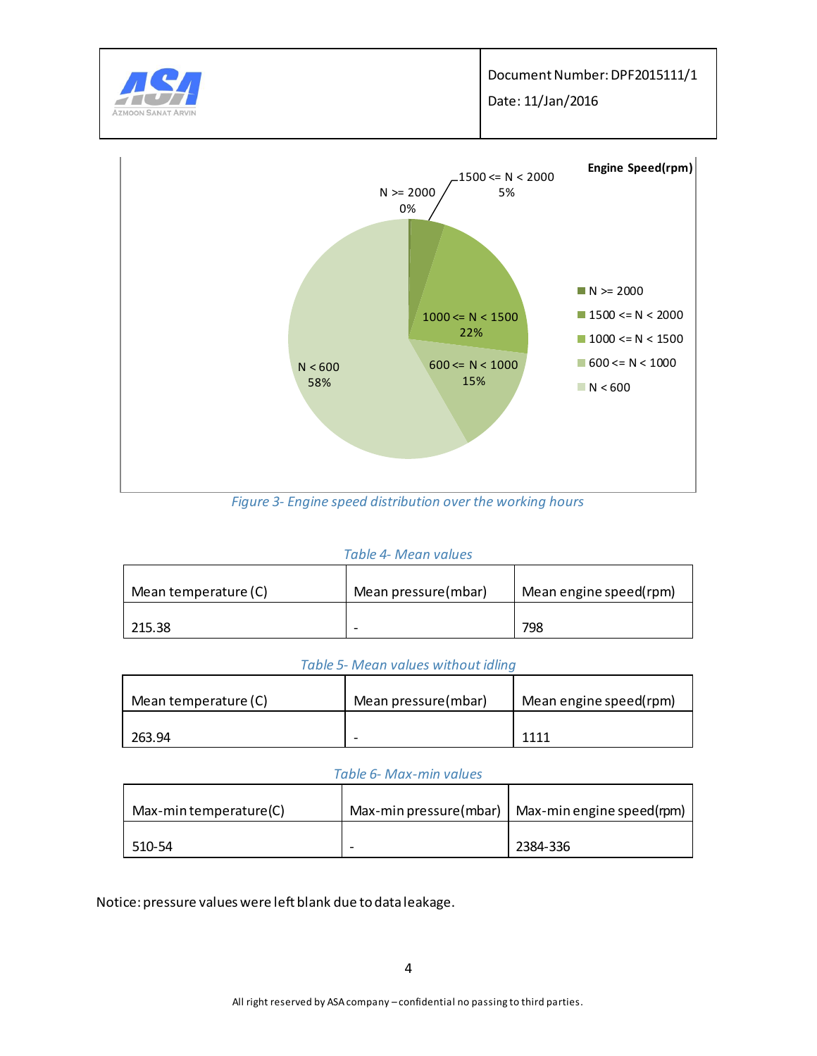Figure 3- Engine speed distribution over the working hours

Table 4- Mean values

| Mean temperature (C) | Mean pressure (mbar) | Mean engine speed (rpm) |
|---|---|---|
| 215.38 | - | 798 |

Table 5- Mean values without idling

| Mean temperature (C) | Mean pressure (mbar) | Mean engine speed (rpm) |
|---|---|---|
| 263.94 | - | 1111 |

Table 6- Max-min values

| Max-min temperature (C) | Max-min pressure (mbar) | Max-min engine speed (rpm) |
|---|---|---|
| 510-54 | - | 2384-336 |

Notice: pressure values were left blank due to data leakage.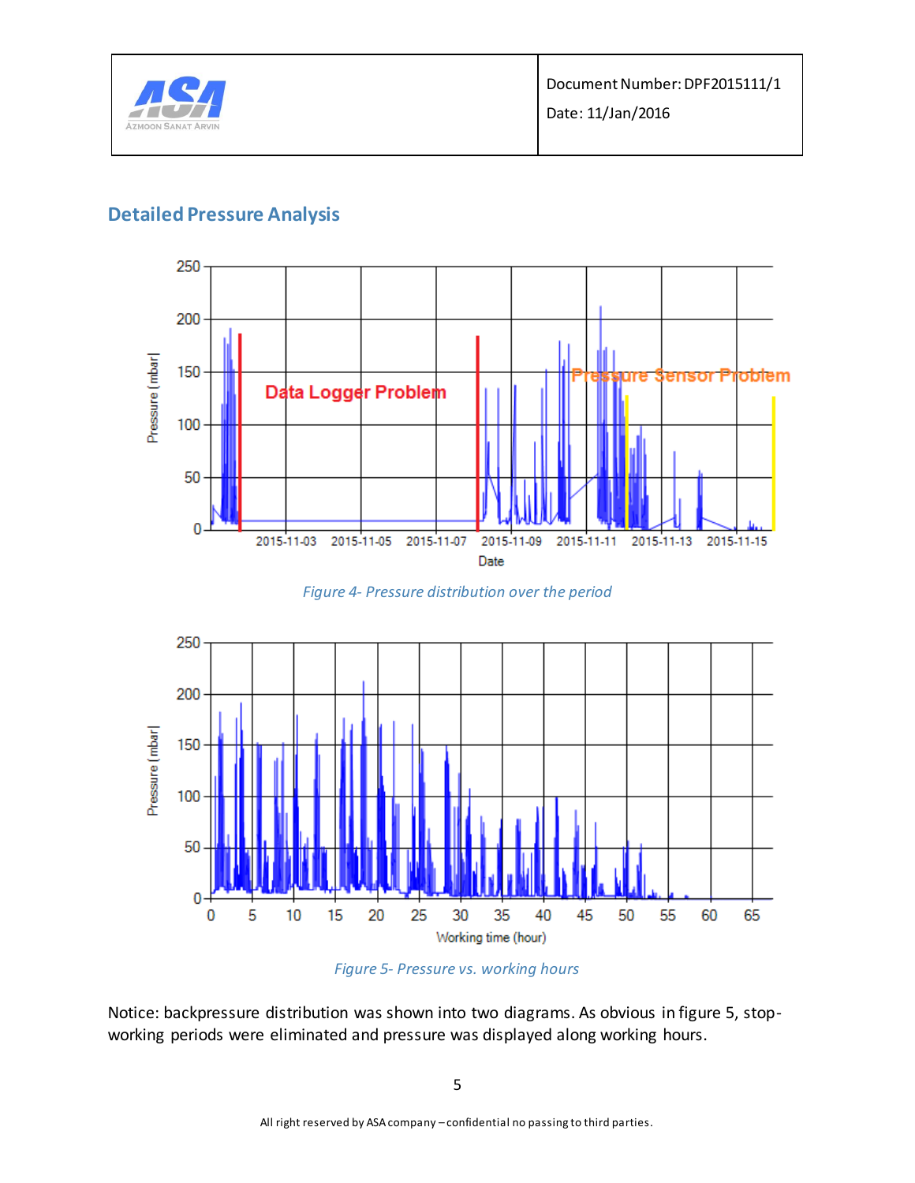## Detailed Pressure Analysis

*Figure 4- Pressure distribution over the period*

*Figure 5- Pressure vs. working hours*

Notice: backpressure distribution was shown into two diagrams. As obvious in figure 5, stop-working periods were eliminated and pressure was displayed along working hours.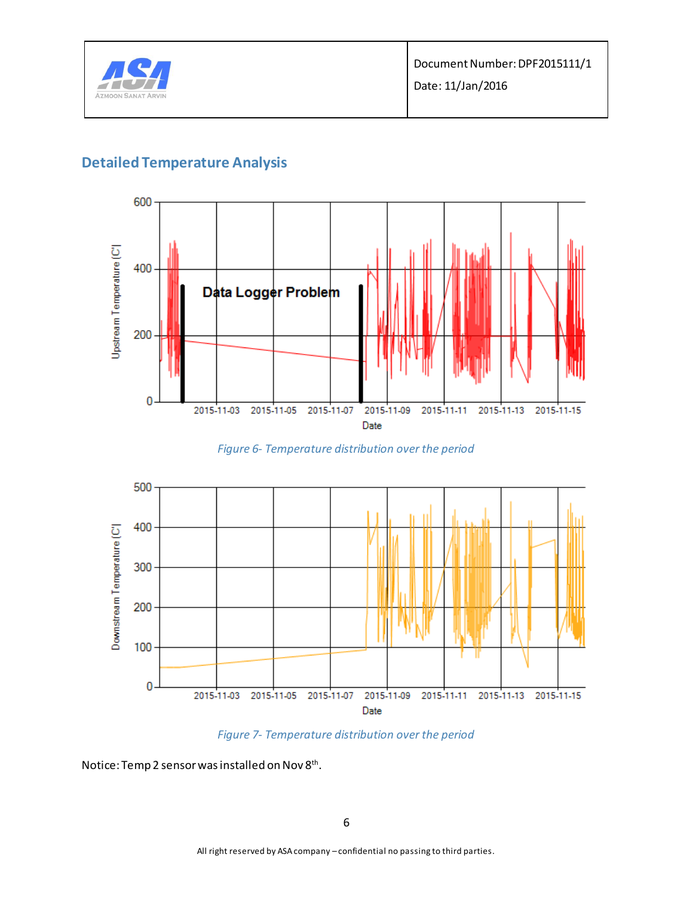## Detailed Temperature Analysis

*Figure 6- Temperature distribution over the period*

*Figure 7- Temperature distribution over the period*

Notice: Temp 2 sensor was installed on Nov 8th.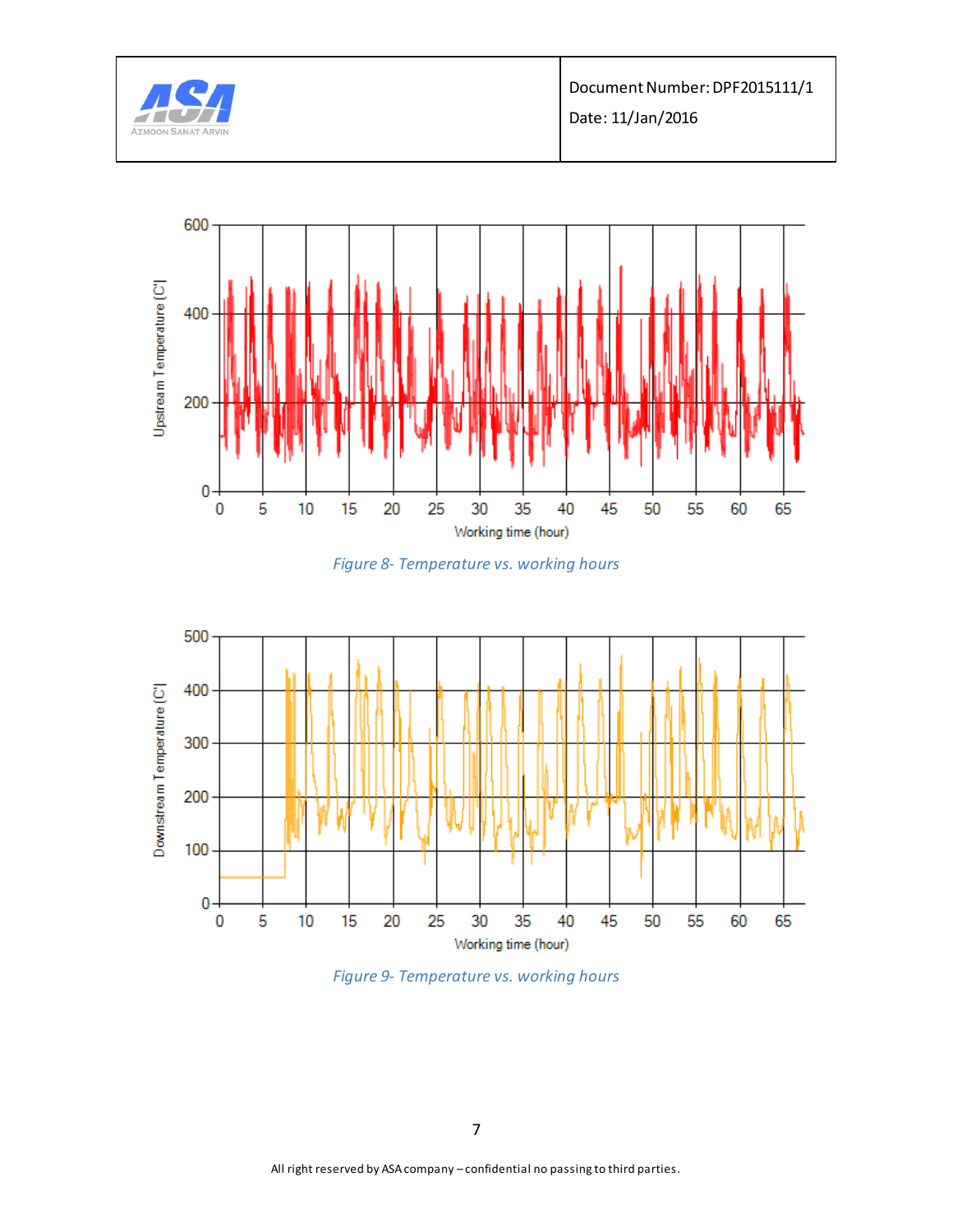*Figure 8- Temperature vs. working hours*

*Figure 9- Temperature vs. working hours*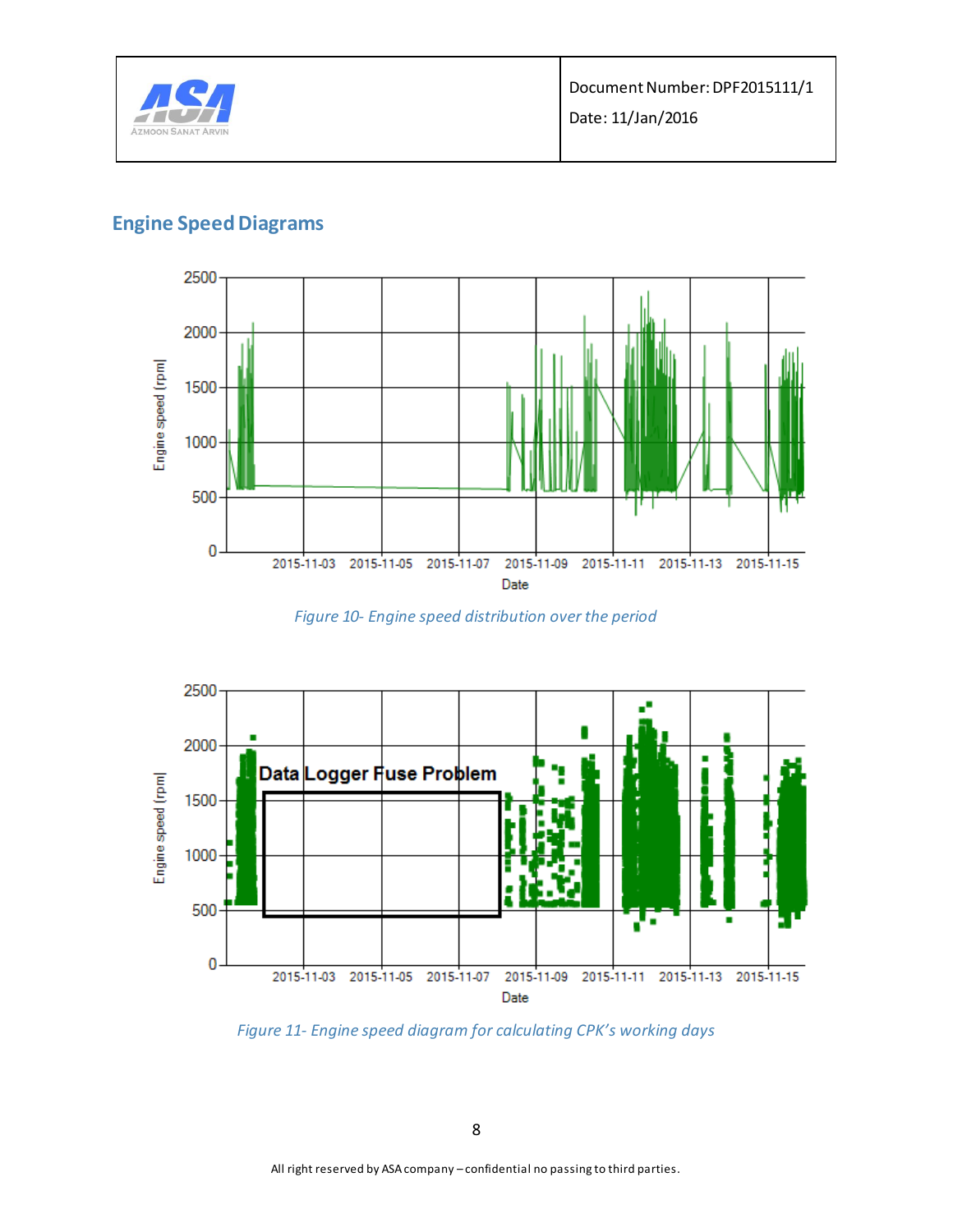## Engine Speed Diagrams

*Figure 10- Engine speed distribution over the period*

*Figure 11- Engine speed diagram for calculating CPK's working days*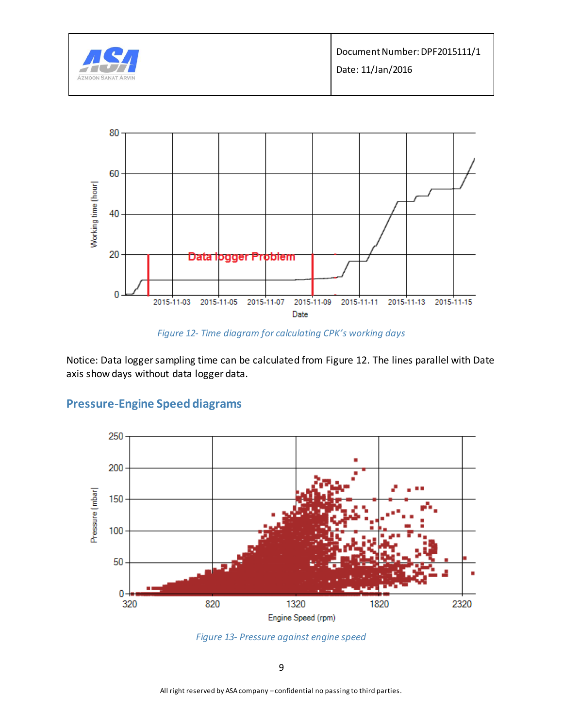Figure 12- Time diagram for calculating CPK's working days

Notice: Data logger sampling time can be calculated from Figure 12. The lines parallel with Date axis show days without data logger data.

## Pressure-Engine Speed diagrams

Figure 13- Pressure against engine speed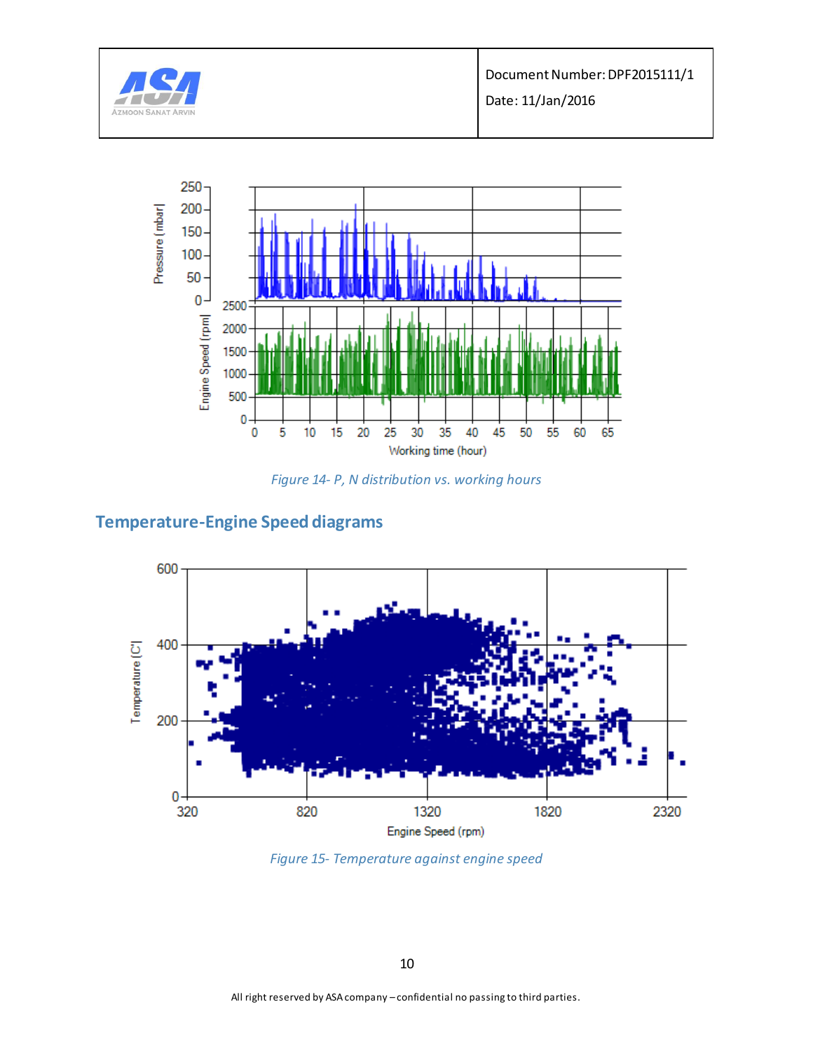*Figure 14- P, N distribution vs. working hours*

## Temperature-Engine Speed diagrams

*Figure 15- Temperature against engine speed*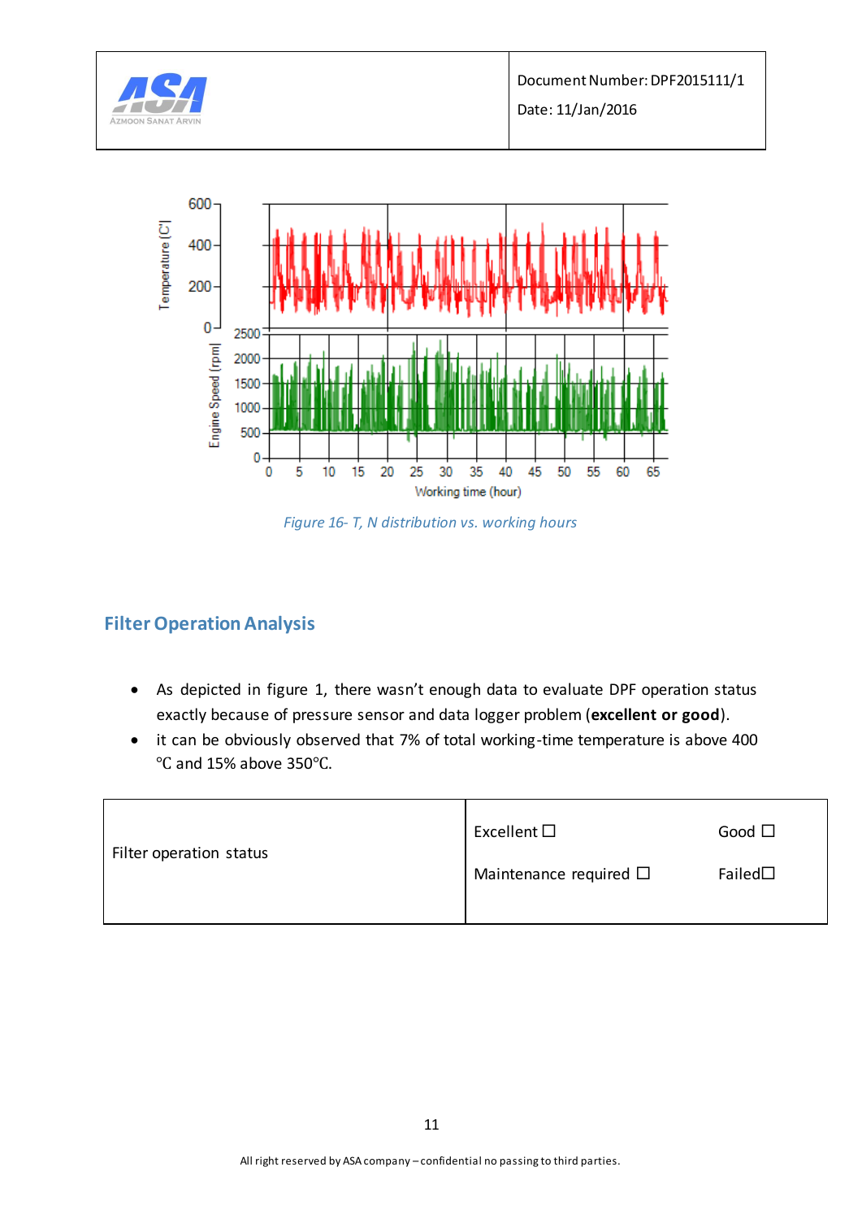Temperature [C]

600
400
200
0

Engine Speed [rpm]

2500
2000
1500
1000
500
0

0 5 10 15 20 25 30 35 40 45 50 55 60 65

Working time (hour)

*Figure 16- T, N distribution vs. working hours*

## Filter Operation Analysis

- As depicted in figure 1, there wasn't enough data to evaluate DPF operation status exactly because of pressure sensor and data logger problem (**excellent or good**).
- it can be obviously observed that 7% of total working-time temperature is above 400 °C and 15% above 350°C.

| | | |
|---|---|---|
| Filter operation status | Excellent ☐<br>Maintenance required ☐ | Good ☐<br>Failed☐ |